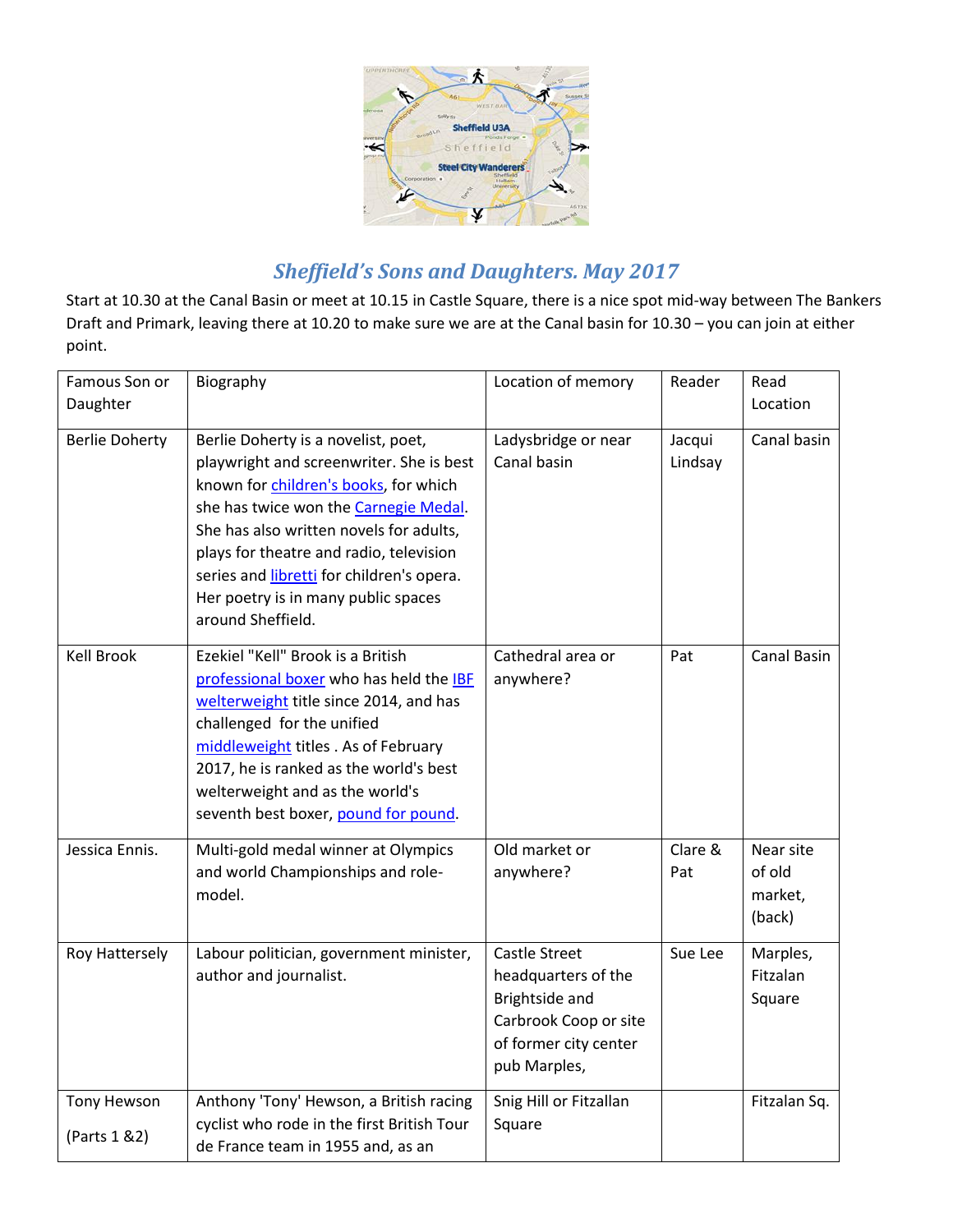## *Sheffield's Sons and Daughters. May 2017*

Start at 10.30 at the Canal Basin or meet at 10.15 in Castle Square, there is a nice spot mid-way between The Bankers Draft and Primark, leaving there at 10.20 to make sure we are at the Canal basin for 10.30 – you can join at either point.

| Famous Son or Daughter | Biography | Location of memory | Reader | Read Location |
|---|---|---|---|---|
| Berlie Doherty | Berlie Doherty is a novelist, poet, playwright and screenwriter. She is best known for children's books, for which she has twice won the Carnegie Medal. She has also written novels for adults, plays for theatre and radio, television series and libretti for children's opera. Her poetry is in many public spaces around Sheffield. | Ladysbridge or near Canal basin | Jacqui Lindsay | Canal basin |
| Kell Brook | Ezekiel "Kell" Brook is a British professional boxer who has held the IBF welterweight title since 2014, and has challenged for the unified middleweight titles . As of February 2017, he is ranked as the world's best welterweight and as the world's seventh best boxer, pound for pound. | Cathedral area or anywhere? | Pat | Canal Basin |
| Jessica Ennis. | Multi-gold medal winner at Olympics and world Championships and role-model. | Old market or anywhere? | Clare & Pat | Near site of old market, (back) |
| Roy Hattersely | Labour politician, government minister, author and journalist. | Castle Street headquarters of the Brightside and Carbrook Coop or site of former city center pub Marples, | Sue Lee | Marples, Fitzalan Square |
| Tony Hewson (Parts 1 &2) | Anthony 'Tony' Hewson, a British racing cyclist who rode in the first British Tour de France team in 1955 and, as an | Snig Hill or Fitzallan Square | | Fitzalan Sq. |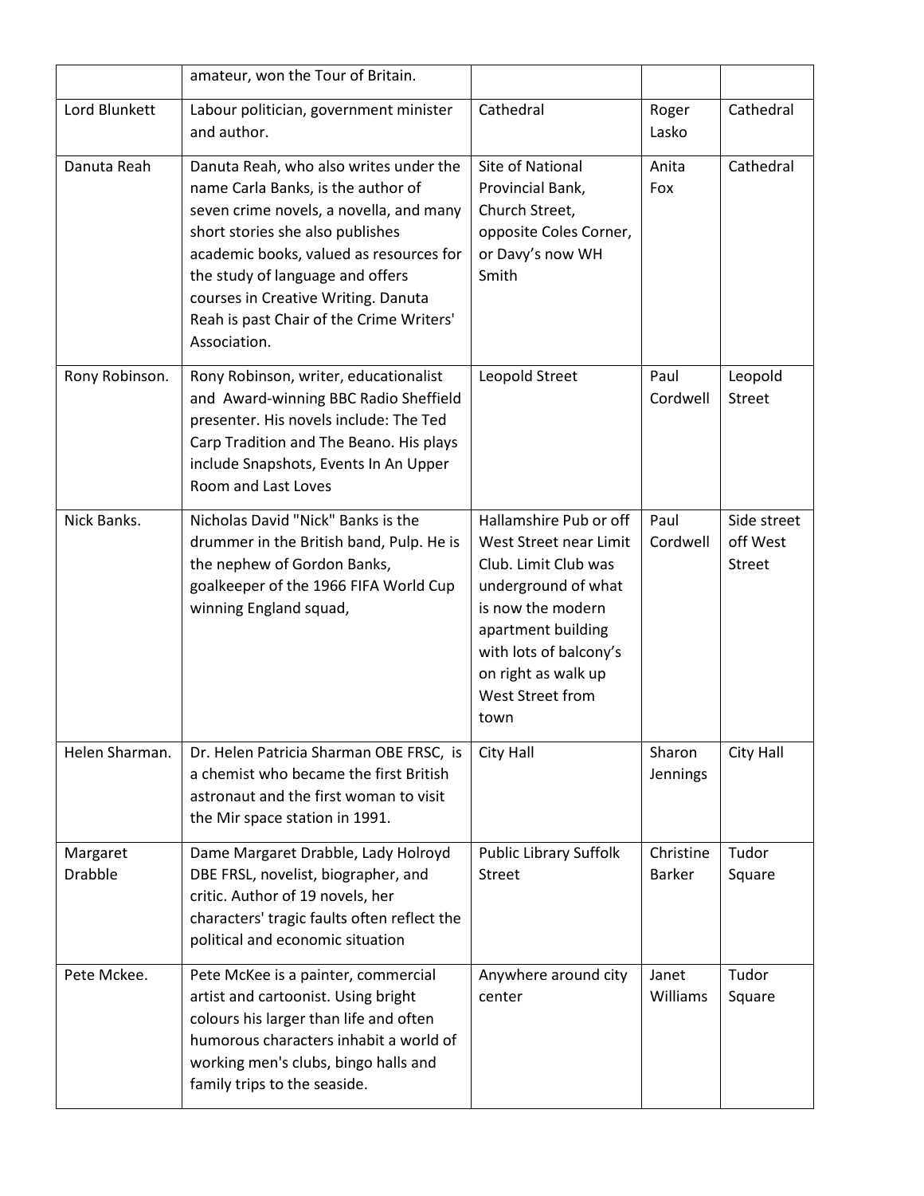| | | | | |
|---|---|---|---|---|
| | amateur, won the Tour of Britain. | | | |
| Lord Blunkett | Labour politician, government minister and author. | Cathedral | Roger Lasko | Cathedral |
| Danuta Reah | Danuta Reah, who also writes under the name Carla Banks, is the author of seven crime novels, a novella, and many short stories she also publishes academic books, valued as resources for the study of language and offers courses in Creative Writing. Danuta Reah is past Chair of the Crime Writers' Association. | Site of National Provincial Bank, Church Street, opposite Coles Corner, or Davy's now WH Smith | Anita Fox | Cathedral |
| Rony Robinson. | Rony Robinson, writer, educationalist and Award-winning BBC Radio Sheffield presenter. His novels include: The Ted Carp Tradition and The Beano. His plays include Snapshots, Events In An Upper Room and Last Loves | Leopold Street | Paul Cordwell | Leopold Street |
| Nick Banks. | Nicholas David "Nick" Banks is the drummer in the British band, Pulp. He is the nephew of Gordon Banks, goalkeeper of the 1966 FIFA World Cup winning England squad, | Hallamshire Pub or off West Street near Limit Club. Limit Club was underground of what is now the modern apartment building with lots of balcony's on right as walk up West Street from town | Paul Cordwell | Side street off West Street |
| Helen Sharman. | Dr. Helen Patricia Sharman OBE FRSC, is a chemist who became the first British astronaut and the first woman to visit the Mir space station in 1991. | City Hall | Sharon Jennings | City Hall |
| Margaret Drabble | Dame Margaret Drabble, Lady Holroyd DBE FRSL, novelist, biographer, and critic. Author of 19 novels, her characters' tragic faults often reflect the political and economic situation | Public Library Suffolk Street | Christine Barker | Tudor Square |
| Pete Mckee. | Pete McKee is a painter, commercial artist and cartoonist. Using bright colours his larger than life and often humorous characters inhabit a world of working men's clubs, bingo halls and family trips to the seaside. | Anywhere around city center | Janet Williams | Tudor Square |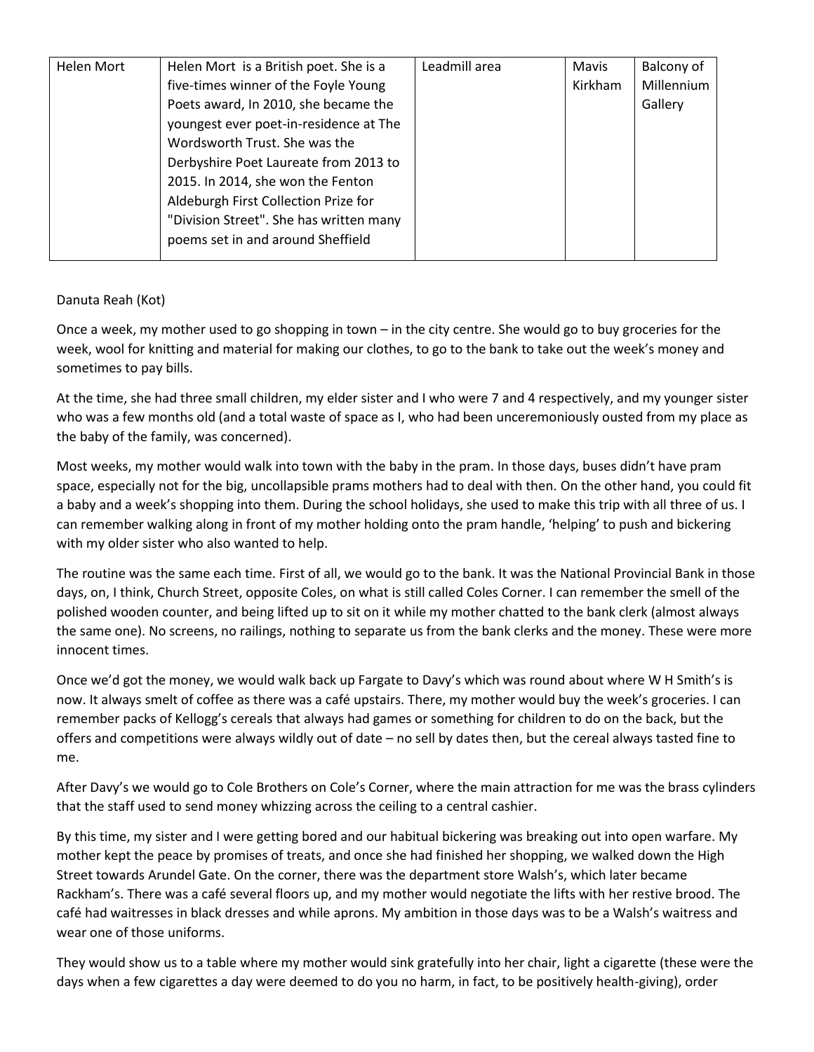| Helen Mort | Helen Mort is a British poet. She is a five-times winner of the Foyle Young Poets award, In 2010, she became the youngest ever poet-in-residence at The Wordsworth Trust. She was the Derbyshire Poet Laureate from 2013 to 2015. In 2014, she won the Fenton Aldeburgh First Collection Prize for "Division Street". She has written many poems set in and around Sheffield | Leadmill area | Mavis Kirkham | Balcony of Millennium Gallery |
|---|---|---|---|---|

Danuta Reah (Kot)

Once a week, my mother used to go shopping in town – in the city centre. She would go to buy groceries for the week, wool for knitting and material for making our clothes, to go to the bank to take out the week's money and sometimes to pay bills.

At the time, she had three small children, my elder sister and I who were 7 and 4 respectively, and my younger sister who was a few months old (and a total waste of space as I, who had been unceremoniously ousted from my place as the baby of the family, was concerned).

Most weeks, my mother would walk into town with the baby in the pram. In those days, buses didn't have pram space, especially not for the big, uncollapsible prams mothers had to deal with then. On the other hand, you could fit a baby and a week's shopping into them. During the school holidays, she used to make this trip with all three of us. I can remember walking along in front of my mother holding onto the pram handle, 'helping' to push and bickering with my older sister who also wanted to help.

The routine was the same each time. First of all, we would go to the bank. It was the National Provincial Bank in those days, on, I think, Church Street, opposite Coles, on what is still called Coles Corner. I can remember the smell of the polished wooden counter, and being lifted up to sit on it while my mother chatted to the bank clerk (almost always the same one). No screens, no railings, nothing to separate us from the bank clerks and the money. These were more innocent times.

Once we'd got the money, we would walk back up Fargate to Davy's which was round about where W H Smith's is now. It always smelt of coffee as there was a café upstairs. There, my mother would buy the week's groceries. I can remember packs of Kellogg's cereals that always had games or something for children to do on the back, but the offers and competitions were always wildly out of date – no sell by dates then, but the cereal always tasted fine to me.

After Davy's we would go to Cole Brothers on Cole's Corner, where the main attraction for me was the brass cylinders that the staff used to send money whizzing across the ceiling to a central cashier.

By this time, my sister and I were getting bored and our habitual bickering was breaking out into open warfare. My mother kept the peace by promises of treats, and once she had finished her shopping, we walked down the High Street towards Arundel Gate. On the corner, there was the department store Walsh's, which later became Rackham's. There was a café several floors up, and my mother would negotiate the lifts with her restive brood. The café had waitresses in black dresses and while aprons. My ambition in those days was to be a Walsh's waitress and wear one of those uniforms.

They would show us to a table where my mother would sink gratefully into her chair, light a cigarette (these were the days when a few cigarettes a day were deemed to do you no harm, in fact, to be positively health-giving), order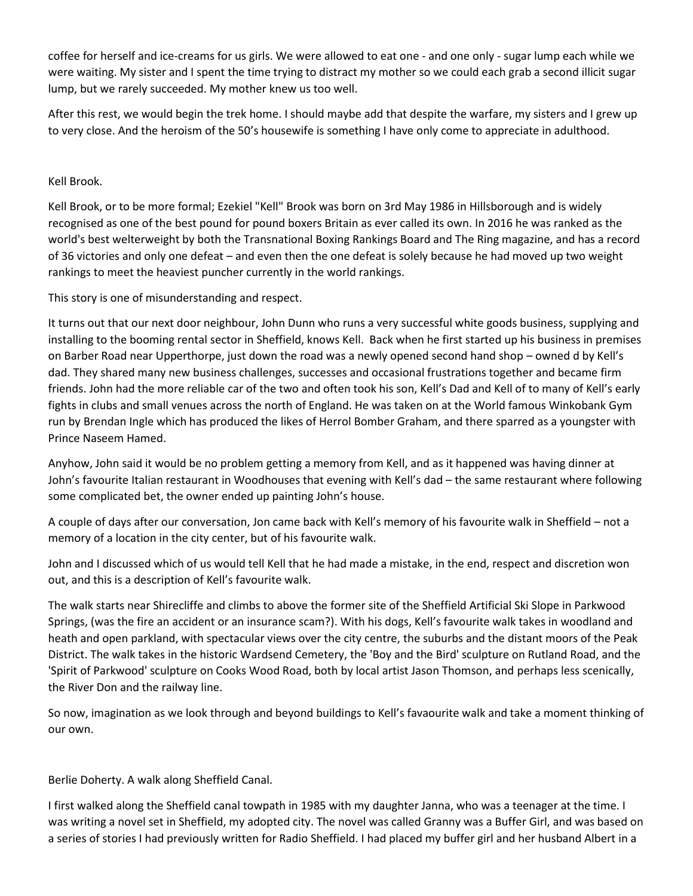coffee for herself and ice-creams for us girls. We were allowed to eat one - and one only - sugar lump each while we were waiting. My sister and I spent the time trying to distract my mother so we could each grab a second illicit sugar lump, but we rarely succeeded. My mother knew us too well.

After this rest, we would begin the trek home. I should maybe add that despite the warfare, my sisters and I grew up to very close. And the heroism of the 50's housewife is something I have only come to appreciate in adulthood.

## Kell Brook.

Kell Brook, or to be more formal; Ezekiel "Kell" Brook was born on 3rd May 1986 in Hillsborough and is widely recognised as one of the best pound for pound boxers Britain as ever called its own. In 2016 he was ranked as the world's best welterweight by both the Transnational Boxing Rankings Board and The Ring magazine, and has a record of 36 victories and only one defeat – and even then the one defeat is solely because he had moved up two weight rankings to meet the heaviest puncher currently in the world rankings.

This story is one of misunderstanding and respect.

It turns out that our next door neighbour, John Dunn who runs a very successful white goods business, supplying and installing to the booming rental sector in Sheffield, knows Kell. Back when he first started up his business in premises on Barber Road near Upperthorpe, just down the road was a newly opened second hand shop – owned d by Kell's dad. They shared many new business challenges, successes and occasional frustrations together and became firm friends. John had the more reliable car of the two and often took his son, Kell's Dad and Kell of to many of Kell's early fights in clubs and small venues across the north of England. He was taken on at the World famous Winkobank Gym run by Brendan Ingle which has produced the likes of Herrol Bomber Graham, and there sparred as a youngster with Prince Naseem Hamed.

Anyhow, John said it would be no problem getting a memory from Kell, and as it happened was having dinner at John's favourite Italian restaurant in Woodhouses that evening with Kell's dad – the same restaurant where following some complicated bet, the owner ended up painting John's house.

A couple of days after our conversation, Jon came back with Kell's memory of his favourite walk in Sheffield – not a memory of a location in the city center, but of his favourite walk.

John and I discussed which of us would tell Kell that he had made a mistake, in the end, respect and discretion won out, and this is a description of Kell's favourite walk.

The walk starts near Shirecliffe and climbs to above the former site of the Sheffield Artificial Ski Slope in Parkwood Springs, (was the fire an accident or an insurance scam?). With his dogs, Kell's favourite walk takes in woodland and heath and open parkland, with spectacular views over the city centre, the suburbs and the distant moors of the Peak District. The walk takes in the historic Wardsend Cemetery, the 'Boy and the Bird' sculpture on Rutland Road, and the 'Spirit of Parkwood' sculpture on Cooks Wood Road, both by local artist Jason Thomson, and perhaps less scenically, the River Don and the railway line.

So now, imagination as we look through and beyond buildings to Kell's favaourite walk and take a moment thinking of our own.

## Berlie Doherty. A walk along Sheffield Canal.

I first walked along the Sheffield canal towpath in 1985 with my daughter Janna, who was a teenager at the time. I was writing a novel set in Sheffield, my adopted city. The novel was called Granny was a Buffer Girl, and was based on a series of stories I had previously written for Radio Sheffield. I had placed my buffer girl and her husband Albert in a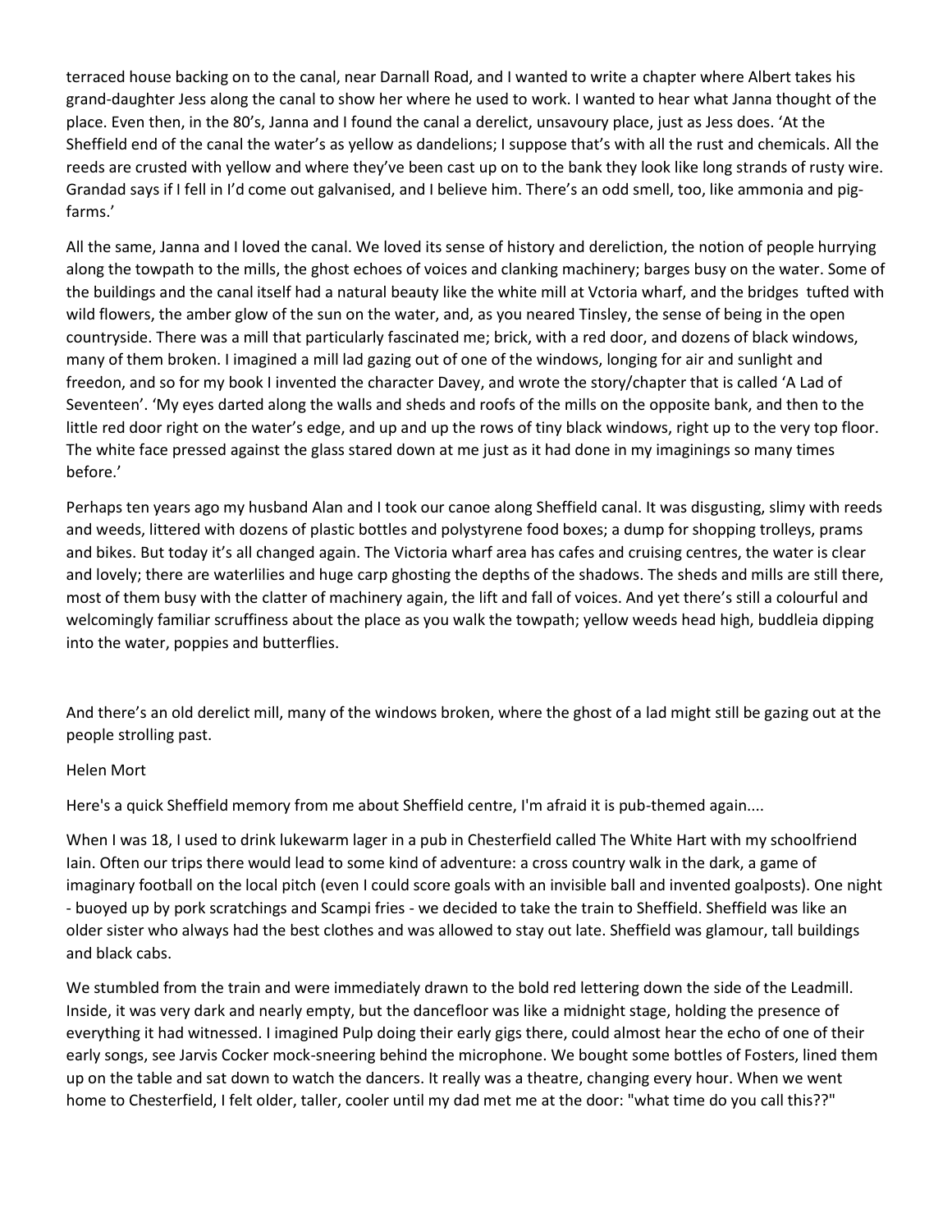terraced house backing on to the canal, near Darnall Road, and I wanted to write a chapter where Albert takes his grand-daughter Jess along the canal to show her where he used to work. I wanted to hear what Janna thought of the place. Even then, in the 80's, Janna and I found the canal a derelict, unsavoury place, just as Jess does. 'At the Sheffield end of the canal the water's as yellow as dandelions; I suppose that's with all the rust and chemicals. All the reeds are crusted with yellow and where they've been cast up on to the bank they look like long strands of rusty wire. Grandad says if I fell in I'd come out galvanised, and I believe him. There's an odd smell, too, like ammonia and pig-farms.'

All the same, Janna and I loved the canal. We loved its sense of history and dereliction, the notion of people hurrying along the towpath to the mills, the ghost echoes of voices and clanking machinery; barges busy on the water. Some of the buildings and the canal itself had a natural beauty like the white mill at Vctoria wharf, and the bridges tufted with wild flowers, the amber glow of the sun on the water, and, as you neared Tinsley, the sense of being in the open countryside. There was a mill that particularly fascinated me; brick, with a red door, and dozens of black windows, many of them broken. I imagined a mill lad gazing out of one of the windows, longing for air and sunlight and freedon, and so for my book I invented the character Davey, and wrote the story/chapter that is called 'A Lad of Seventeen'. 'My eyes darted along the walls and sheds and roofs of the mills on the opposite bank, and then to the little red door right on the water's edge, and up and up the rows of tiny black windows, right up to the very top floor. The white face pressed against the glass stared down at me just as it had done in my imaginings so many times before.'

Perhaps ten years ago my husband Alan and I took our canoe along Sheffield canal. It was disgusting, slimy with reeds and weeds, littered with dozens of plastic bottles and polystyrene food boxes; a dump for shopping trolleys, prams and bikes. But today it's all changed again. The Victoria wharf area has cafes and cruising centres, the water is clear and lovely; there are waterlilies and huge carp ghosting the depths of the shadows. The sheds and mills are still there, most of them busy with the clatter of machinery again, the lift and fall of voices. And yet there's still a colourful and welcomingly familiar scruffiness about the place as you walk the towpath; yellow weeds head high, buddleia dipping into the water, poppies and butterflies.

And there's an old derelict mill, many of the windows broken, where the ghost of a lad might still be gazing out at the people strolling past.

Helen Mort

Here's a quick Sheffield memory from me about Sheffield centre, I'm afraid it is pub-themed again....

When I was 18, I used to drink lukewarm lager in a pub in Chesterfield called The White Hart with my schoolfriend Iain. Often our trips there would lead to some kind of adventure: a cross country walk in the dark, a game of imaginary football on the local pitch (even I could score goals with an invisible ball and invented goalposts). One night - buoyed up by pork scratchings and Scampi fries - we decided to take the train to Sheffield. Sheffield was like an older sister who always had the best clothes and was allowed to stay out late. Sheffield was glamour, tall buildings and black cabs.

We stumbled from the train and were immediately drawn to the bold red lettering down the side of the Leadmill. Inside, it was very dark and nearly empty, but the dancefloor was like a midnight stage, holding the presence of everything it had witnessed. I imagined Pulp doing their early gigs there, could almost hear the echo of one of their early songs, see Jarvis Cocker mock-sneering behind the microphone. We bought some bottles of Fosters, lined them up on the table and sat down to watch the dancers. It really was a theatre, changing every hour. When we went home to Chesterfield, I felt older, taller, cooler until my dad met me at the door: "what time do you call this??"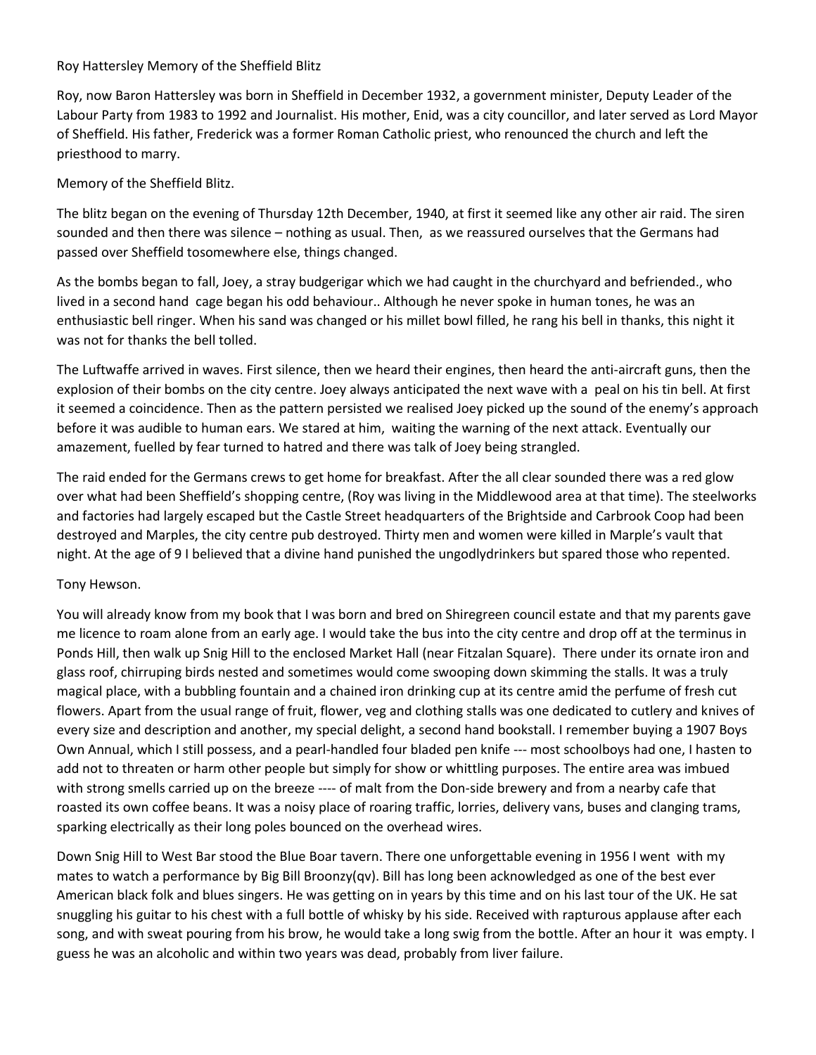Roy Hattersley Memory of the Sheffield Blitz

Roy, now Baron Hattersley was born in Sheffield in December 1932, a government minister, Deputy Leader of the Labour Party from 1983 to 1992 and Journalist. His mother, Enid, was a city councillor, and later served as Lord Mayor of Sheffield. His father, Frederick was a former Roman Catholic priest, who renounced the church and left the priesthood to marry.

Memory of the Sheffield Blitz.

The blitz began on the evening of Thursday 12th December, 1940, at first it seemed like any other air raid. The siren sounded and then there was silence – nothing as usual. Then, as we reassured ourselves that the Germans had passed over Sheffield tosomewhere else, things changed.

As the bombs began to fall, Joey, a stray budgerigar which we had caught in the churchyard and befriended., who lived in a second hand cage began his odd behaviour.. Although he never spoke in human tones, he was an enthusiastic bell ringer. When his sand was changed or his millet bowl filled, he rang his bell in thanks, this night it was not for thanks the bell tolled.

The Luftwaffe arrived in waves. First silence, then we heard their engines, then heard the anti-aircraft guns, then the explosion of their bombs on the city centre. Joey always anticipated the next wave with a peal on his tin bell. At first it seemed a coincidence. Then as the pattern persisted we realised Joey picked up the sound of the enemy's approach before it was audible to human ears. We stared at him, waiting the warning of the next attack. Eventually our amazement, fuelled by fear turned to hatred and there was talk of Joey being strangled.

The raid ended for the Germans crews to get home for breakfast. After the all clear sounded there was a red glow over what had been Sheffield's shopping centre, (Roy was living in the Middlewood area at that time). The steelworks and factories had largely escaped but the Castle Street headquarters of the Brightside and Carbrook Coop had been destroyed and Marples, the city centre pub destroyed. Thirty men and women were killed in Marple's vault that night. At the age of 9 I believed that a divine hand punished the ungodlydrinkers but spared those who repented.

Tony Hewson.

You will already know from my book that I was born and bred on Shiregreen council estate and that my parents gave me licence to roam alone from an early age. I would take the bus into the city centre and drop off at the terminus in Ponds Hill, then walk up Snig Hill to the enclosed Market Hall (near Fitzalan Square). There under its ornate iron and glass roof, chirruping birds nested and sometimes would come swooping down skimming the stalls. It was a truly magical place, with a bubbling fountain and a chained iron drinking cup at its centre amid the perfume of fresh cut flowers. Apart from the usual range of fruit, flower, veg and clothing stalls was one dedicated to cutlery and knives of every size and description and another, my special delight, a second hand bookstall. I remember buying a 1907 Boys Own Annual, which I still possess, and a pearl-handled four bladed pen knife --- most schoolboys had one, I hasten to add not to threaten or harm other people but simply for show or whittling purposes. The entire area was imbued with strong smells carried up on the breeze ---- of malt from the Don-side brewery and from a nearby cafe that roasted its own coffee beans. It was a noisy place of roaring traffic, lorries, delivery vans, buses and clanging trams, sparking electrically as their long poles bounced on the overhead wires.

Down Snig Hill to West Bar stood the Blue Boar tavern. There one unforgettable evening in 1956 I went with my mates to watch a performance by Big Bill Broonzy(qv). Bill has long been acknowledged as one of the best ever American black folk and blues singers. He was getting on in years by this time and on his last tour of the UK. He sat snuggling his guitar to his chest with a full bottle of whisky by his side. Received with rapturous applause after each song, and with sweat pouring from his brow, he would take a long swig from the bottle. After an hour it was empty. I guess he was an alcoholic and within two years was dead, probably from liver failure.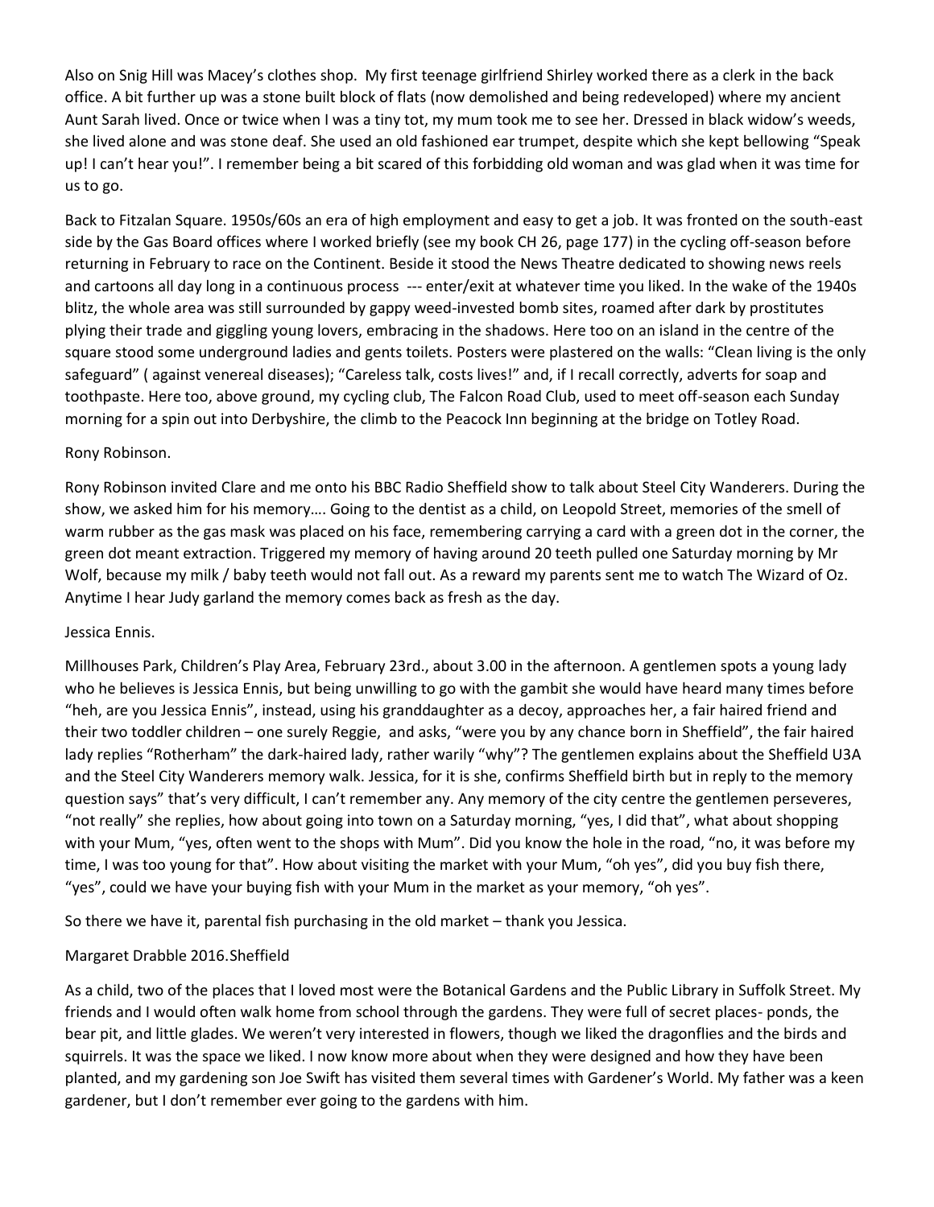Also on Snig Hill was Macey's clothes shop. My first teenage girlfriend Shirley worked there as a clerk in the back office. A bit further up was a stone built block of flats (now demolished and being redeveloped) where my ancient Aunt Sarah lived. Once or twice when I was a tiny tot, my mum took me to see her. Dressed in black widow's weeds, she lived alone and was stone deaf. She used an old fashioned ear trumpet, despite which she kept bellowing "Speak up! I can't hear you!". I remember being a bit scared of this forbidding old woman and was glad when it was time for us to go.

Back to Fitzalan Square. 1950s/60s an era of high employment and easy to get a job. It was fronted on the south-east side by the Gas Board offices where I worked briefly (see my book CH 26, page 177) in the cycling off-season before returning in February to race on the Continent. Beside it stood the News Theatre dedicated to showing news reels and cartoons all day long in a continuous process --- enter/exit at whatever time you liked. In the wake of the 1940s blitz, the whole area was still surrounded by gappy weed-invested bomb sites, roamed after dark by prostitutes plying their trade and giggling young lovers, embracing in the shadows. Here too on an island in the centre of the square stood some underground ladies and gents toilets. Posters were plastered on the walls: "Clean living is the only safeguard" ( against venereal diseases); "Careless talk, costs lives!" and, if I recall correctly, adverts for soap and toothpaste. Here too, above ground, my cycling club, The Falcon Road Club, used to meet off-season each Sunday morning for a spin out into Derbyshire, the climb to the Peacock Inn beginning at the bridge on Totley Road.

Rony Robinson.

Rony Robinson invited Clare and me onto his BBC Radio Sheffield show to talk about Steel City Wanderers. During the show, we asked him for his memory…. Going to the dentist as a child, on Leopold Street, memories of the smell of warm rubber as the gas mask was placed on his face, remembering carrying a card with a green dot in the corner, the green dot meant extraction. Triggered my memory of having around 20 teeth pulled one Saturday morning by Mr Wolf, because my milk / baby teeth would not fall out. As a reward my parents sent me to watch The Wizard of Oz. Anytime I hear Judy garland the memory comes back as fresh as the day.

Jessica Ennis.

Millhouses Park, Children's Play Area, February 23rd., about 3.00 in the afternoon. A gentlemen spots a young lady who he believes is Jessica Ennis, but being unwilling to go with the gambit she would have heard many times before "heh, are you Jessica Ennis", instead, using his granddaughter as a decoy, approaches her, a fair haired friend and their two toddler children – one surely Reggie, and asks, "were you by any chance born in Sheffield", the fair haired lady replies "Rotherham" the dark-haired lady, rather warily "why"? The gentlemen explains about the Sheffield U3A and the Steel City Wanderers memory walk. Jessica, for it is she, confirms Sheffield birth but in reply to the memory question says" that's very difficult, I can't remember any. Any memory of the city centre the gentlemen perseveres, "not really" she replies, how about going into town on a Saturday morning, "yes, I did that", what about shopping with your Mum, "yes, often went to the shops with Mum". Did you know the hole in the road, "no, it was before my time, I was too young for that". How about visiting the market with your Mum, "oh yes", did you buy fish there, "yes", could we have your buying fish with your Mum in the market as your memory, "oh yes".

So there we have it, parental fish purchasing in the old market – thank you Jessica.

Margaret Drabble 2016.Sheffield

As a child, two of the places that I loved most were the Botanical Gardens and the Public Library in Suffolk Street. My friends and I would often walk home from school through the gardens. They were full of secret places- ponds, the bear pit, and little glades. We weren't very interested in flowers, though we liked the dragonflies and the birds and squirrels. It was the space we liked. I now know more about when they were designed and how they have been planted, and my gardening son Joe Swift has visited them several times with Gardener's World. My father was a keen gardener, but I don't remember ever going to the gardens with him.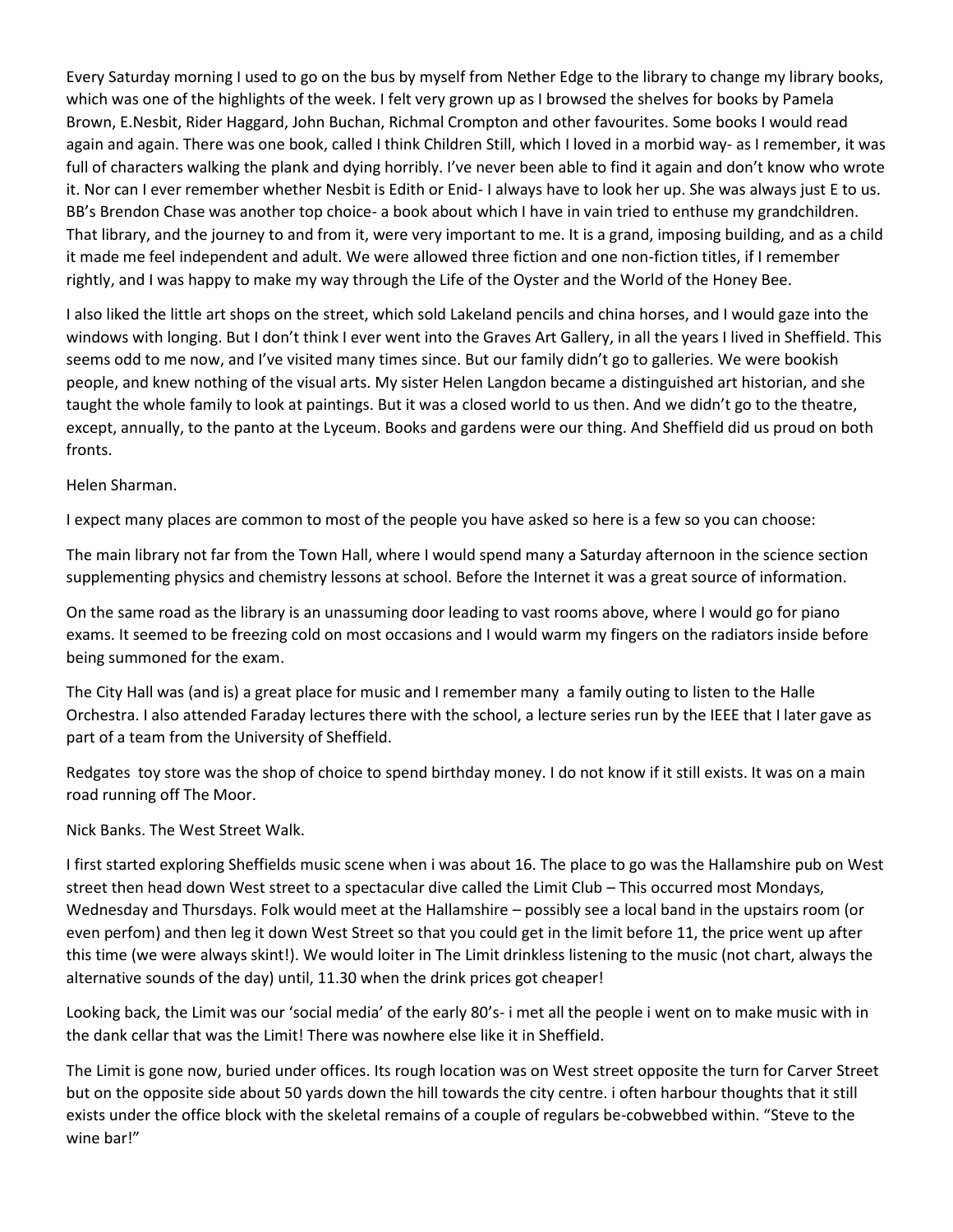Every Saturday morning I used to go on the bus by myself from Nether Edge to the library to change my library books, which was one of the highlights of the week. I felt very grown up as I browsed the shelves for books by Pamela Brown, E.Nesbit, Rider Haggard, John Buchan, Richmal Crompton and other favourites. Some books I would read again and again. There was one book, called I think Children Still, which I loved in a morbid way- as I remember, it was full of characters walking the plank and dying horribly. I've never been able to find it again and don't know who wrote it. Nor can I ever remember whether Nesbit is Edith or Enid- I always have to look her up. She was always just E to us. BB's Brendon Chase was another top choice- a book about which I have in vain tried to enthuse my grandchildren. That library, and the journey to and from it, were very important to me. It is a grand, imposing building, and as a child it made me feel independent and adult. We were allowed three fiction and one non-fiction titles, if I remember rightly, and I was happy to make my way through the Life of the Oyster and the World of the Honey Bee.

I also liked the little art shops on the street, which sold Lakeland pencils and china horses, and I would gaze into the windows with longing. But I don't think I ever went into the Graves Art Gallery, in all the years I lived in Sheffield. This seems odd to me now, and I've visited many times since. But our family didn't go to galleries. We were bookish people, and knew nothing of the visual arts. My sister Helen Langdon became a distinguished art historian, and she taught the whole family to look at paintings. But it was a closed world to us then. And we didn't go to the theatre, except, annually, to the panto at the Lyceum. Books and gardens were our thing. And Sheffield did us proud on both fronts.

Helen Sharman.

I expect many places are common to most of the people you have asked so here is a few so you can choose:

The main library not far from the Town Hall, where I would spend many a Saturday afternoon in the science section supplementing physics and chemistry lessons at school. Before the Internet it was a great source of information.

On the same road as the library is an unassuming door leading to vast rooms above, where I would go for piano exams. It seemed to be freezing cold on most occasions and I would warm my fingers on the radiators inside before being summoned for the exam.

The City Hall was (and is) a great place for music and I remember many a family outing to listen to the Halle Orchestra. I also attended Faraday lectures there with the school, a lecture series run by the IEEE that I later gave as part of a team from the University of Sheffield.

Redgates toy store was the shop of choice to spend birthday money. I do not know if it still exists. It was on a main road running off The Moor.

Nick Banks. The West Street Walk.

I first started exploring Sheffields music scene when i was about 16. The place to go was the Hallamshire pub on West street then head down West street to a spectacular dive called the Limit Club – This occurred most Mondays, Wednesday and Thursdays. Folk would meet at the Hallamshire – possibly see a local band in the upstairs room (or even perfom) and then leg it down West Street so that you could get in the limit before 11, the price went up after this time (we were always skint!). We would loiter in The Limit drinkless listening to the music (not chart, always the alternative sounds of the day) until, 11.30 when the drink prices got cheaper!

Looking back, the Limit was our 'social media' of the early 80's- i met all the people i went on to make music with in the dank cellar that was the Limit! There was nowhere else like it in Sheffield.

The Limit is gone now, buried under offices. Its rough location was on West street opposite the turn for Carver Street but on the opposite side about 50 yards down the hill towards the city centre. i often harbour thoughts that it still exists under the office block with the skeletal remains of a couple of regulars be-cobwebbed within. "Steve to the wine bar!"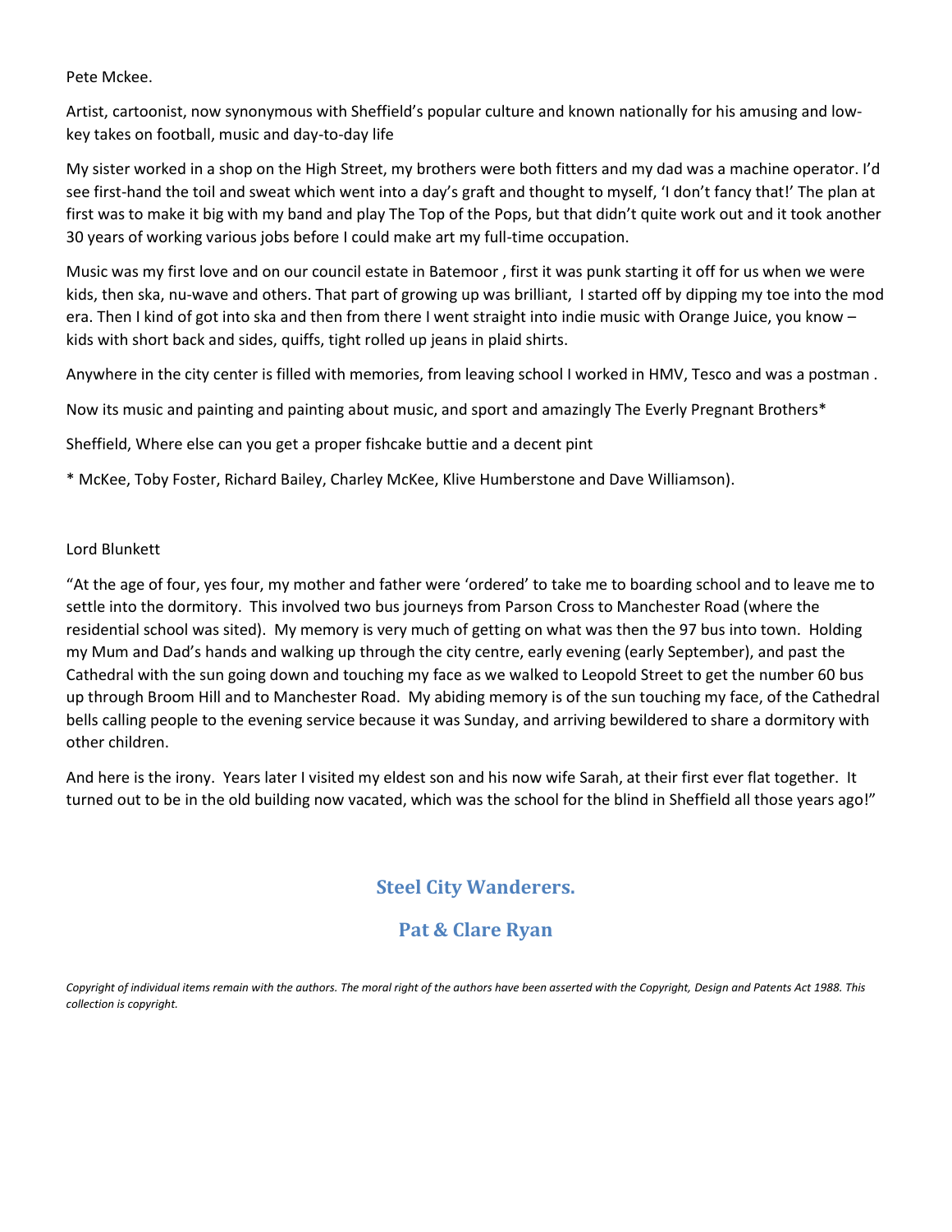Pete Mckee.

Artist, cartoonist, now synonymous with Sheffield's popular culture and known nationally for his amusing and low-key takes on football, music and day-to-day life

My sister worked in a shop on the High Street, my brothers were both fitters and my dad was a machine operator. I'd see first-hand the toil and sweat which went into a day's graft and thought to myself, 'I don't fancy that!' The plan at first was to make it big with my band and play The Top of the Pops, but that didn't quite work out and it took another 30 years of working various jobs before I could make art my full-time occupation.

Music was my first love and on our council estate in Batemoor , first it was punk starting it off for us when we were kids, then ska, nu-wave and others. That part of growing up was brilliant, I started off by dipping my toe into the mod era. Then I kind of got into ska and then from there I went straight into indie music with Orange Juice, you know – kids with short back and sides, quiffs, tight rolled up jeans in plaid shirts.

Anywhere in the city center is filled with memories, from leaving school I worked in HMV, Tesco and was a postman .

Now its music and painting and painting about music, and sport and amazingly The Everly Pregnant Brothers*

Sheffield, Where else can you get a proper fishcake buttie and a decent pint

* McKee, Toby Foster, Richard Bailey, Charley McKee, Klive Humberstone and Dave Williamson).

Lord Blunkett

"At the age of four, yes four, my mother and father were 'ordered' to take me to boarding school and to leave me to settle into the dormitory. This involved two bus journeys from Parson Cross to Manchester Road (where the residential school was sited). My memory is very much of getting on what was then the 97 bus into town. Holding my Mum and Dad's hands and walking up through the city centre, early evening (early September), and past the Cathedral with the sun going down and touching my face as we walked to Leopold Street to get the number 60 bus up through Broom Hill and to Manchester Road. My abiding memory is of the sun touching my face, of the Cathedral bells calling people to the evening service because it was Sunday, and arriving bewildered to share a dormitory with other children.

And here is the irony. Years later I visited my eldest son and his now wife Sarah, at their first ever flat together. It turned out to be in the old building now vacated, which was the school for the blind in Sheffield all those years ago!"

## Steel City Wanderers.

## Pat & Clare Ryan

*Copyright of individual items remain with the authors. The moral right of the authors have been asserted with the Copyright, Design and Patents Act 1988. This collection is copyright.*